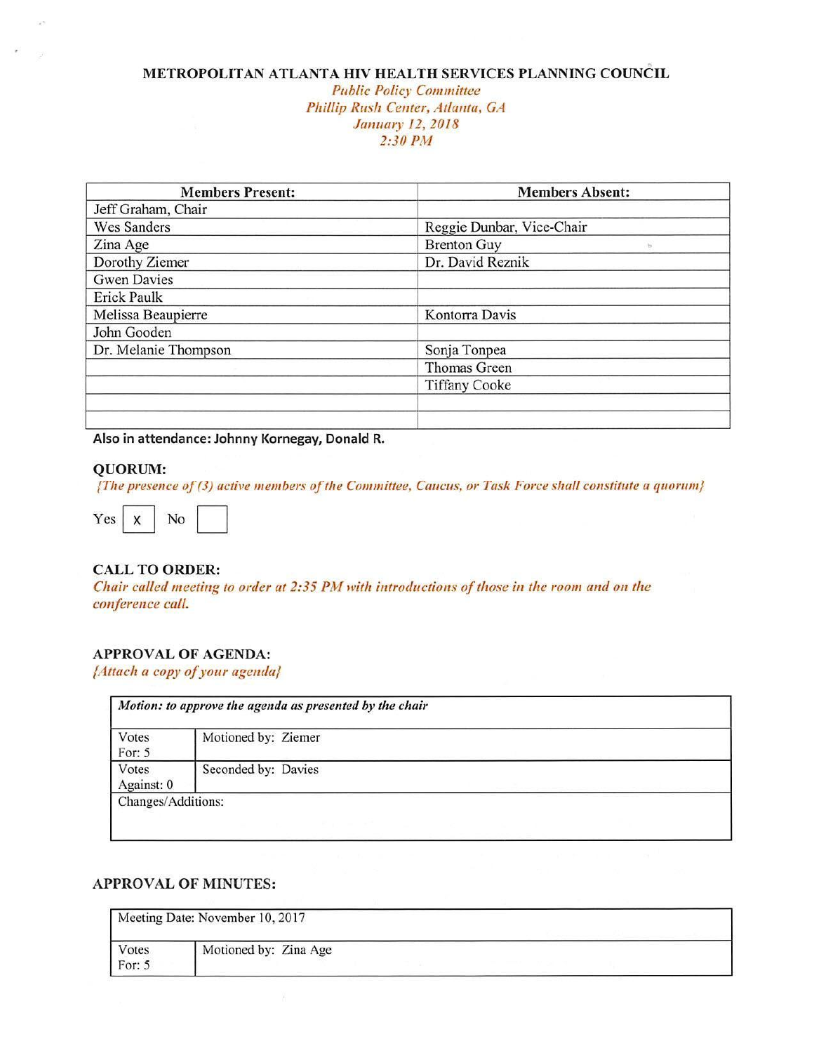# METROPOLITAN ATLANTA HIV HEALTH SERVICES PLANNING COUNCIL

*Public Policy Committee*
*Phillip Rush Center, Atlanta, GA*
*January 12, 2018*
*2:30 PM*

| Members Present: | Members Absent: |
|---|---|
| Jeff Graham, Chair | |
| Wes Sanders | Reggie Dunbar, Vice-Chair |
| Zina Age | Brenton Guy |
| Dorothy Ziemer | Dr. David Reznik |
| Gwen Davies | |
| Erick Paulk | |
| Melissa Beaupierre | Kontorra Davis |
| John Gooden | |
| Dr. Melanie Thompson | Sonja Tonpea |
| | Thomas Green |
| | Tiffany Cooke |
| | |
| | |

**Also in attendance: Johnny Kornegay, Donald R.**

**QUORUM:**

*{The presence of (3) active members of the Committee, Caucus, or Task Force shall constitute a quorum}*

Yes [x] No [ ]

**CALL TO ORDER:**

*Chair called meeting to order at 2:35 PM with introductions of those in the room and on the conference call.*

**APPROVAL OF AGENDA:**

*{Attach a copy of your agenda}*

| *Motion: to approve the agenda as presented by the chair* | |
|---|---|
| Votes For: 5 | Motioned by: Ziemer |
| Votes Against: 0 | Seconded by: Davies |
| Changes/Additions: | |

**APPROVAL OF MINUTES:**

| Meeting Date: November 10, 2017 | |
|---|---|
| Votes For: 5 | Motioned by: Zina Age |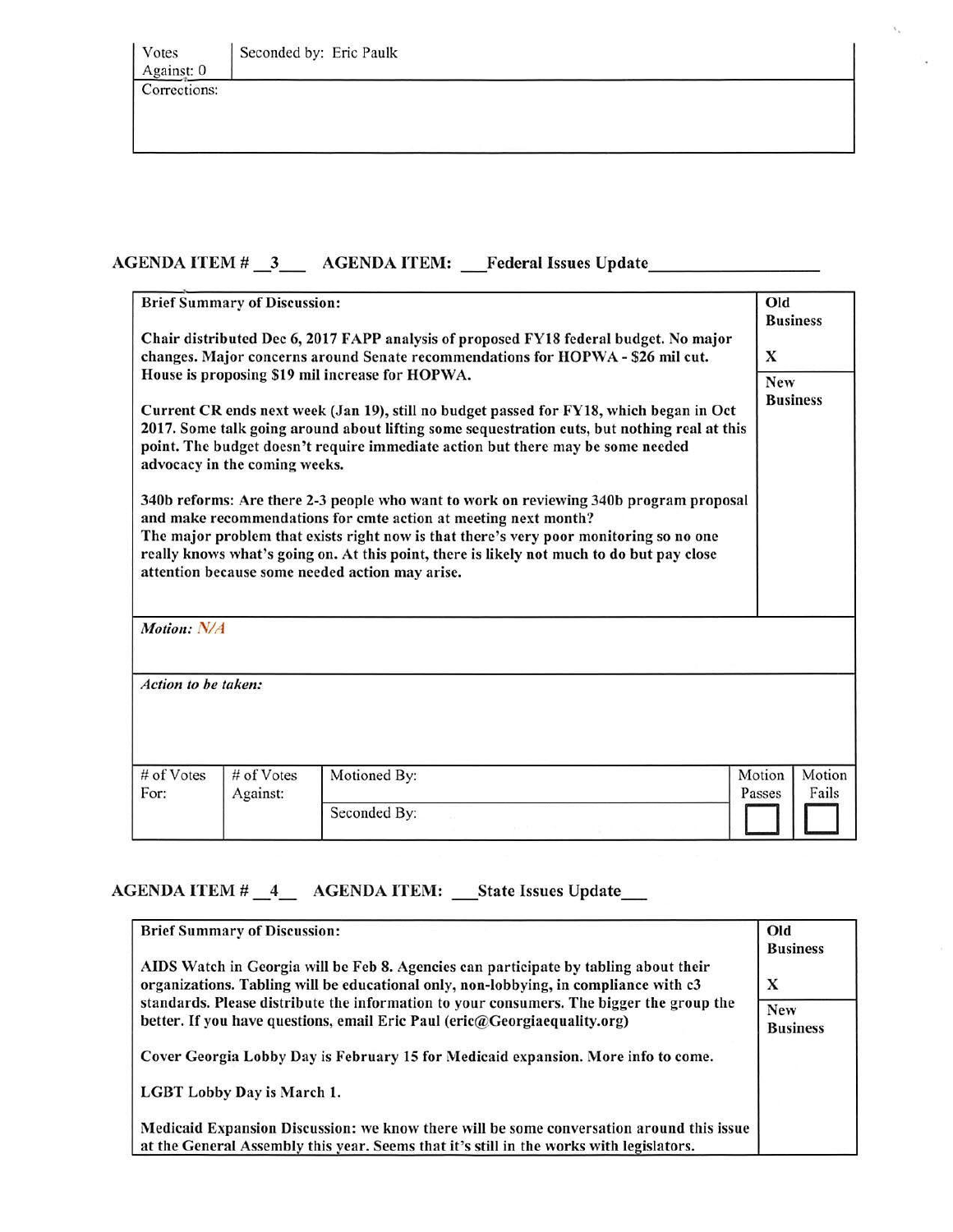| Votes Against: 0 | Seconded by: Eric Paulk |
|---|---|
| Corrections: | |

## AGENDA ITEM # 3 AGENDA ITEM: Federal Issues Update

| Brief Summary of Discussion: | Old Business |
|---|---|
| **Chair distributed Dec 6, 2017 FAPP analysis of proposed FY18 federal budget. No major changes. Major concerns around Senate recommendations for HOPWA - $26 mil cut. House is proposing $19 mil increase for HOPWA.** | X |
| **Current CR ends next week (Jan 19), still no budget passed for FY18, which began in Oct 2017. Some talk going around about lifting some sequestration cuts, but nothing real at this point. The budget doesn't require immediate action but there may be some needed advocacy in the coming weeks.**<br><br>**340b reforms: Are there 2-3 people who want to work on reviewing 340b program proposal and make recommendations for cmte action at meeting next month?**<br>**The major problem that exists right now is that there's very poor monitoring so no one really knows what's going on. At this point, there is likely not much to do but pay close attention because some needed action may arise.** | New Business |

*Motion:* N/A

*Action to be taken:*

| # of Votes For: | # of Votes Against: | Motioned By: | Motion Passes | Motion Fails |
|---|---|---|---|---|
| | | Seconded By: | ☐ | ☐ |

## AGENDA ITEM # 4 AGENDA ITEM: State Issues Update

| Brief Summary of Discussion: | Old Business |
|---|---|
| **AIDS Watch in Georgia will be Feb 8. Agencies can participate by tabling about their organizations. Tabling will be educational only, non-lobbying, in compliance with c3 standards. Please distribute the information to your consumers. The bigger the group the better. If you have questions, email Eric Paul (eric@Georgiaequality.org)** | X |
| **Cover Georgia Lobby Day is February 15 for Medicaid expansion. More info to come.**<br><br>**LGBT Lobby Day is March 1.**<br><br>**Medicaid Expansion Discussion: we know there will be some conversation around this issue at the General Assembly this year. Seems that it's still in the works with legislators.** | New Business |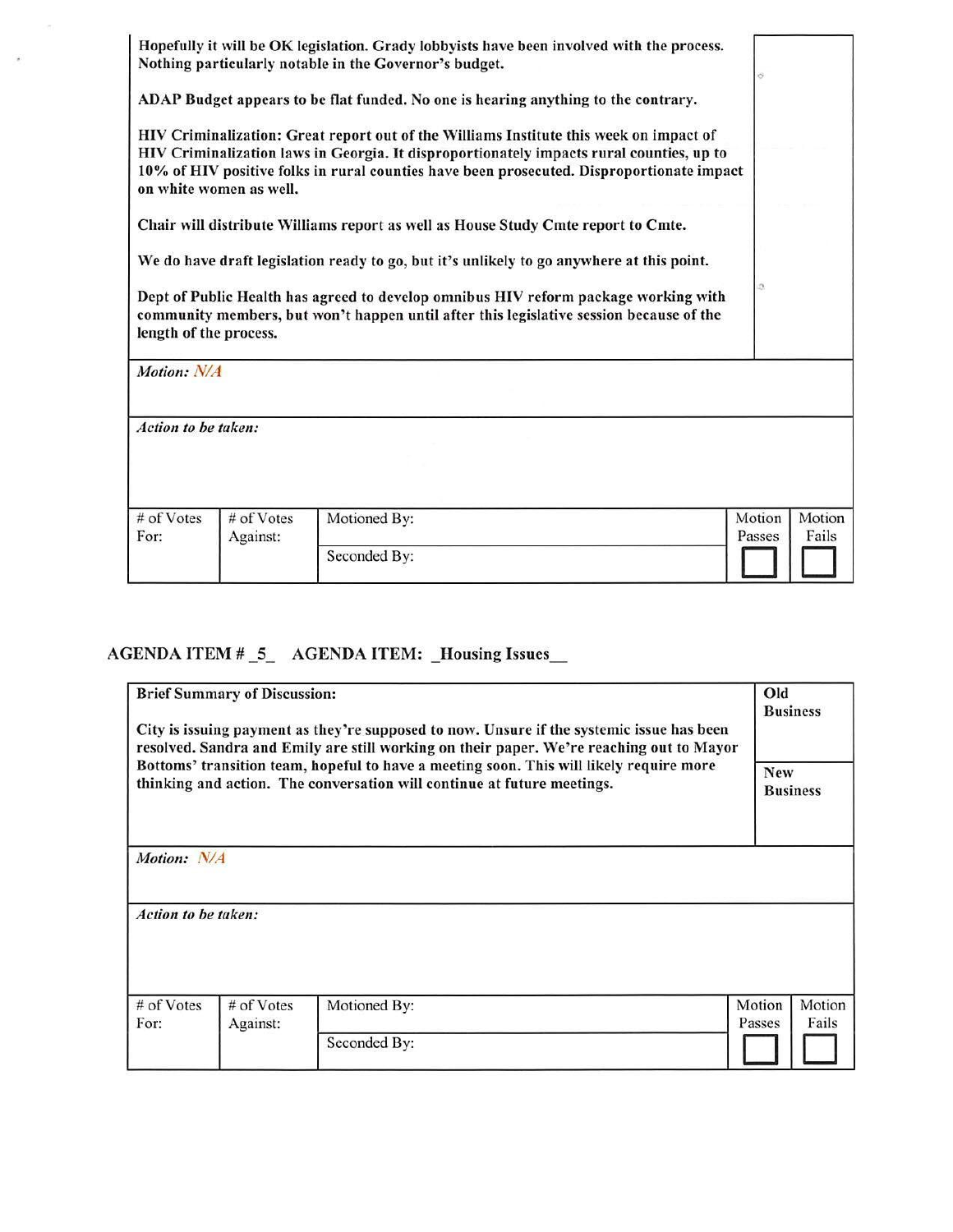| | |
|---|---|
| **Hopefully it will be OK legislation. Grady lobbyists have been involved with the process. Nothing particularly notable in the Governor's budget.**<br><br>**ADAP Budget appears to be flat funded. No one is hearing anything to the contrary.**<br><br>**HIV Criminalization: Great report out of the Williams Institute this week on impact of HIV Criminalization laws in Georgia. It disproportionately impacts rural counties, up to 10% of HIV positive folks in rural counties have been prosecuted. Disproportionate impact on white women as well.**<br><br>**Chair will distribute Williams report as well as House Study Cmte report to Cmte.**<br><br>**We do have draft legislation ready to go, but it's unlikely to go anywhere at this point.**<br><br>**Dept of Public Health has agreed to develop omnibus HIV reform package working with community members, but won't happen until after this legislative session because of the length of the process.** | |

| | | | | |
|---|---|---|---|---|
| ***Motion:*** N/A | | | | |
| ***Action to be taken:*** | | | | |
| # of Votes For: | # of Votes Against: | Motioned By: | Motion Passes | Motion Fails |
| | | Seconded By: | ☐ | ☐ |

## AGENDA ITEM # _5_ AGENDA ITEM: _Housing Issues__

| | |
|---|---|
| **Brief Summary of Discussion:**<br><br>**City is issuing payment as they're supposed to now. Unsure if the systemic issue has been resolved. Sandra and Emily are still working on their paper. We're reaching out to Mayor Bottoms' transition team, hopeful to have a meeting soon. This will likely require more thinking and action. The conversation will continue at future meetings.** | **Old Business**<br><br>**New Business** |

| | | | | |
|---|---|---|---|---|
| ***Motion:*** N/A | | | | |
| ***Action to be taken:*** | | | | |
| # of Votes For: | # of Votes Against: | Motioned By: | Motion Passes | Motion Fails |
| | | Seconded By: | ☐ | ☐ |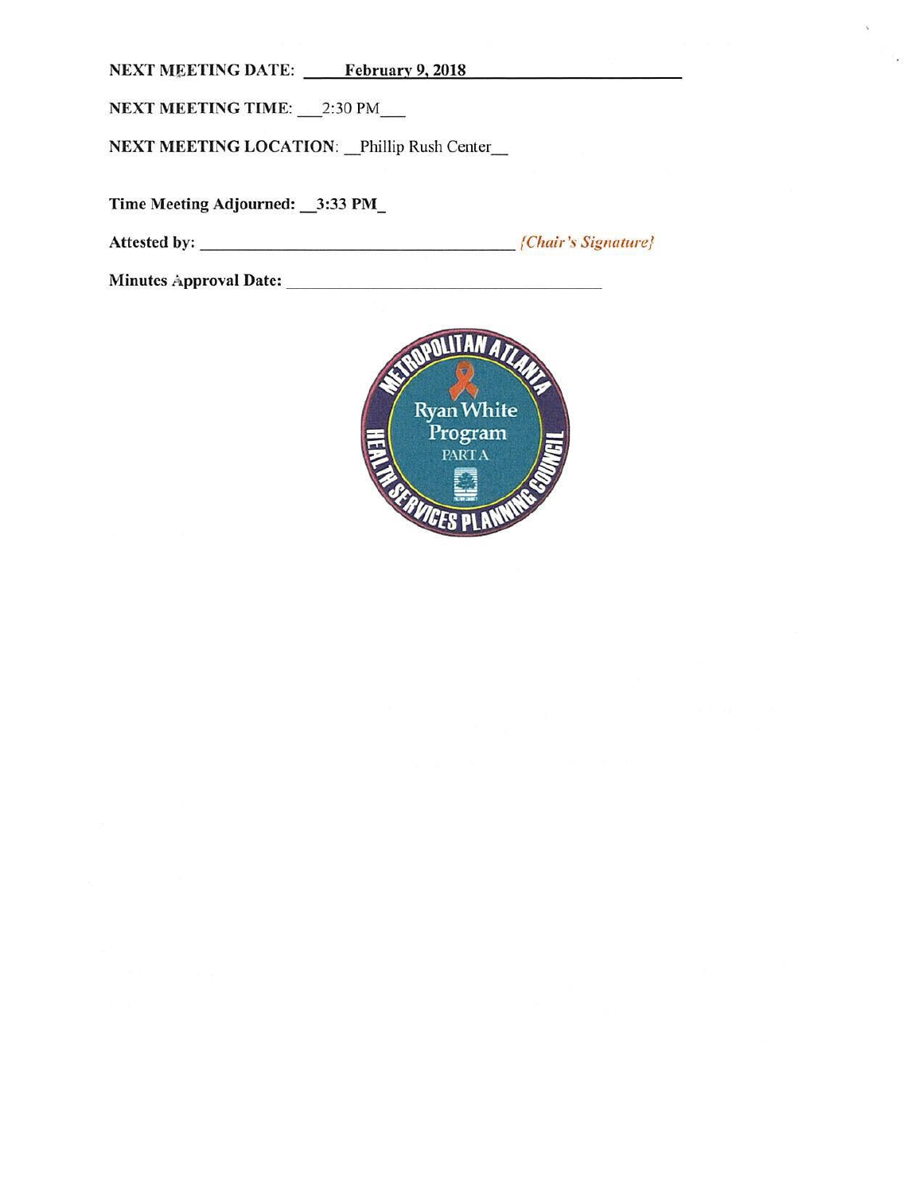**NEXT MEETING DATE:** February 9, 2018

**NEXT MEETING TIME:** 2:30 PM

**NEXT MEETING LOCATION:** Phillip Rush Center

**Time Meeting Adjourned:** 3:33 PM

**Attested by:** ______________________________ *{Chair's Signature}*

**Minutes Approval Date:** ______________________________